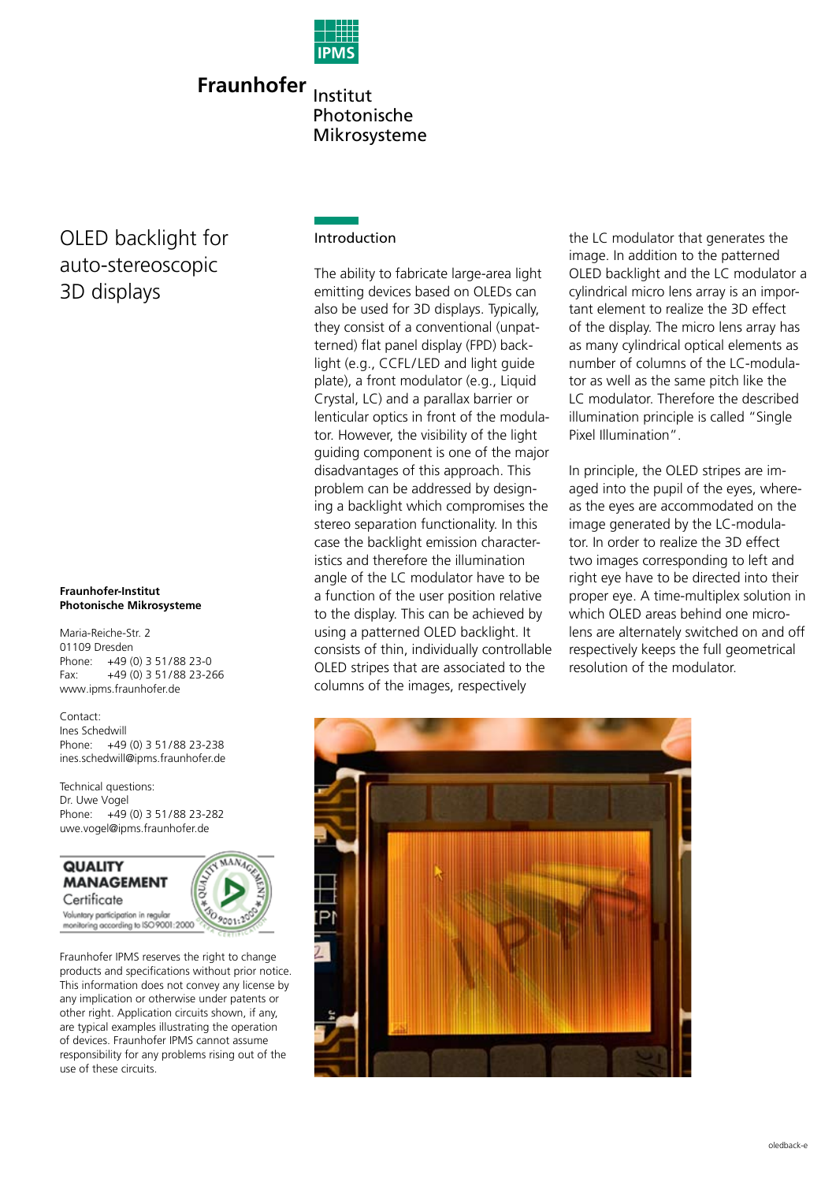Fraunhofer Institut Photonische Mikrosysteme

# OLED backlight for auto-stereoscopic 3D displays

## Introduction

The ability to fabricate large-area light emitting devices based on OLEDs can also be used for 3D displays. Typically, they consist of a conventional (unpatterned) flat panel display (FPD) backlight (e.g., CCFL/LED and light guide plate), a front modulator (e.g., Liquid Crystal, LC) and a parallax barrier or lenticular optics in front of the modulator. However, the visibility of the light guiding component is one of the major disadvantages of this approach. This problem can be addressed by designing a backlight which compromises the stereo separation functionality. In this case the backlight emission characteristics and therefore the illumination angle of the LC modulator have to be a function of the user position relative to the display. This can be achieved by using a patterned OLED backlight. It consists of thin, individually controllable OLED stripes that are associated to the columns of the images, respectively the LC modulator that generates the image. In addition to the patterned OLED backlight and the LC modulator a cylindrical micro lens array is an important element to realize the 3D effect of the display. The micro lens array has as many cylindrical optical elements as number of columns of the LC-modulator as well as the same pitch like the LC modulator. Therefore the described illumination principle is called "Single Pixel Illumination".

In principle, the OLED stripes are imaged into the pupil of the eyes, whereas the eyes are accommodated on the image generated by the LC-modulator. In order to realize the 3D effect two images corresponding to left and right eye have to be directed into their proper eye. A time-multiplex solution in which OLED areas behind one microlens are alternately switched on and off respectively keeps the full geometrical resolution of the modulator.

**Fraunhofer-Institut Photonische Mikrosysteme**

Maria-Reiche-Str. 2
01109 Dresden
Phone: +49 (0) 3 51/88 23-0
Fax: +49 (0) 3 51/88 23-266
www.ipms.fraunhofer.de

Contact:
Ines Schedwill
Phone: +49 (0) 3 51/88 23-238
ines.schedwill@ipms.fraunhofer.de

Technical questions:
Dr. Uwe Vogel
Phone: +49 (0) 3 51/88 23-282
uwe.vogel@ipms.fraunhofer.de

QUALITY MANAGEMENT Certificate
Voluntary participation in regular monitoring according to ISO 9001:2000

Fraunhofer IPMS reserves the right to change products and specifications without prior notice. This information does not convey any license by any implication or otherwise under patents or other right. Application circuits shown, if any, are typical examples illustrating the operation of devices. Fraunhofer IPMS cannot assume responsibility for any problems rising out of the use of these circuits.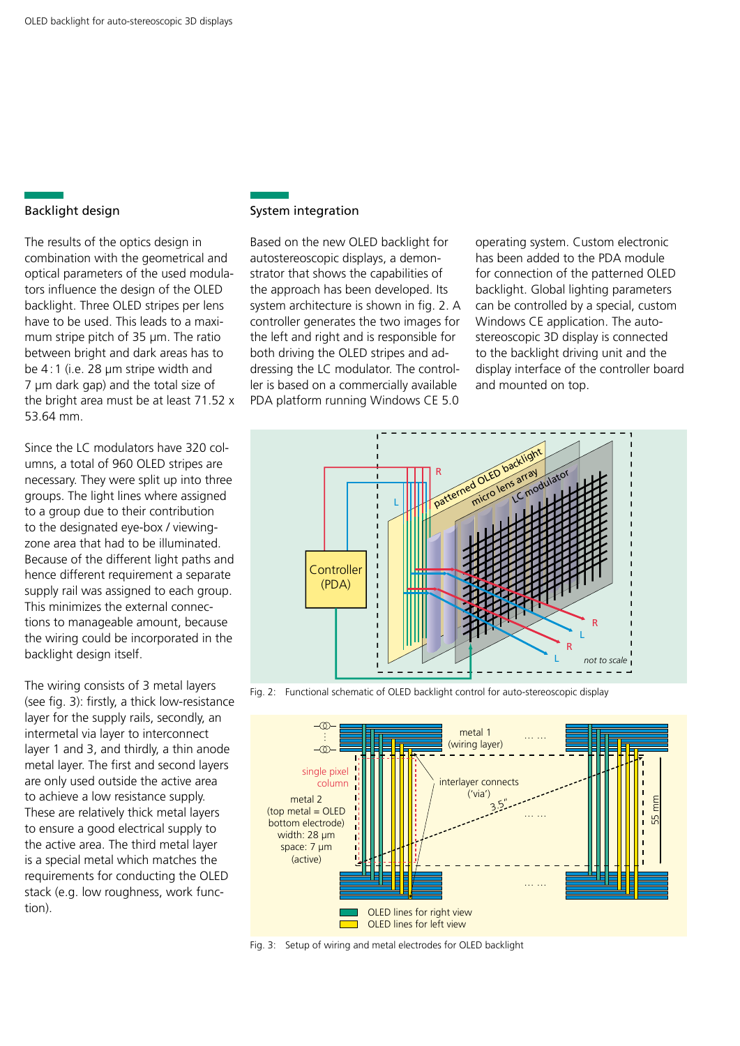## Backlight design

The results of the optics design in combination with the geometrical and optical parameters of the used modulators influence the design of the OLED backlight. Three OLED stripes per lens have to be used. This leads to a maximum stripe pitch of 35 µm. The ratio between bright and dark areas has to be 4 : 1 (i.e. 28 µm stripe width and 7 µm dark gap) and the total size of the bright area must be at least 71.52 x 53.64 mm.

Since the LC modulators have 320 columns, a total of 960 OLED stripes are necessary. They were split up into three groups. The light lines where assigned to a group due to their contribution to the designated eye-box / viewing-zone area that had to be illuminated. Because of the different light paths and hence different requirement a separate supply rail was assigned to each group. This minimizes the external connections to manageable amount, because the wiring could be incorporated in the backlight design itself.

The wiring consists of 3 metal layers (see fig. 3): firstly, a thick low-resistance layer for the supply rails, secondly, an intermetal via layer to interconnect layer 1 and 3, and thirdly, a thin anode metal layer. The first and second layers are only used outside the active area to achieve a low resistance supply. These are relatively thick metal layers to ensure a good electrical supply to the active area. The third metal layer is a special metal which matches the requirements for conducting the OLED stack (e.g. low roughness, work function).

## System integration

Based on the new OLED backlight for autostereoscopic displays, a demonstrator that shows the capabilities of the approach has been developed. Its system architecture is shown in fig. 2. A controller generates the two images for the left and right and is responsible for both driving the OLED stripes and addressing the LC modulator. The controller is based on a commercially available PDA platform running Windows CE 5.0 operating system. Custom electronic has been added to the PDA module for connection of the patterned OLED backlight. Global lighting parameters can be controlled by a special, custom Windows CE application. The autostereoscopic 3D display is connected to the backlight driving unit and the display interface of the controller board and mounted on top.

Controller (PDA)
patterned OLED backlight
micro lens array
LC modulator
R
L
not to scale

Fig. 2: Functional schematic of OLED backlight control for auto-stereoscopic display

metal 1 (wiring layer)
single pixel column
interlayer connects ('via')
metal 2 (top metal = OLED bottom electrode) width: 28 µm space: 7 µm (active)
3.5"
55 mm
OLED lines for right view
OLED lines for left view

Fig. 3: Setup of wiring and metal electrodes for OLED backlight